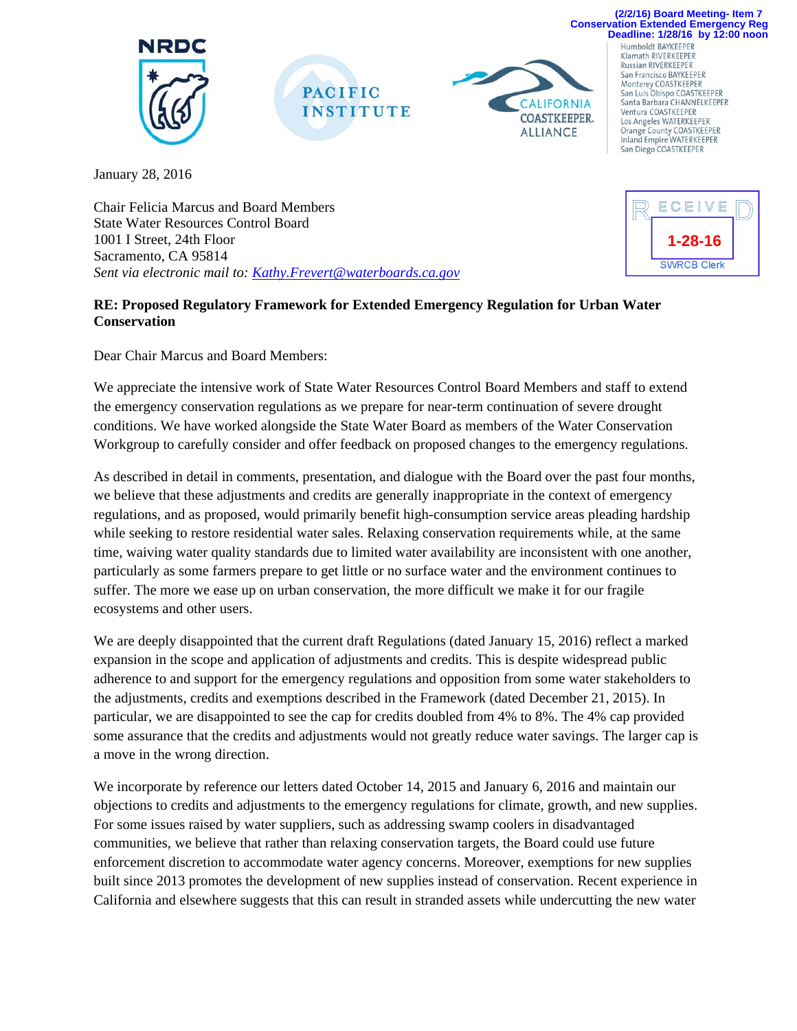(2/2/16) Board Meeting- Item 7
Conservation Extended Emergency Reg
Deadline: 1/28/16 by 12:00 noon

NRDC

PACIFIC INSTITUTE

CALIFORNIA COASTKEEPER. ALLIANCE

Humboldt BAYKEEPER
Klamath RIVERKEEPER
Russian RIVERKEEPER
San Francisco BAYKEEPER
Monterey COASTKEEPER
San Luis Obispo COASTKEEPER
Santa Barbara CHANNELKEEPER
Ventura COASTKEEPER
Los Angeles WATERKEEPER
Orange County COASTKEEPER
Inland Empire WATERKEEPER
San Diego COASTKEEPER

RECEIVED
1-28-16
SWRCB Clerk

January 28, 2016

Chair Felicia Marcus and Board Members
State Water Resources Control Board
1001 I Street, 24th Floor
Sacramento, CA 95814
*Sent via electronic mail to: Kathy.Frevert@waterboards.ca.gov*

**RE: Proposed Regulatory Framework for Extended Emergency Regulation for Urban Water Conservation**

Dear Chair Marcus and Board Members:

We appreciate the intensive work of State Water Resources Control Board Members and staff to extend the emergency conservation regulations as we prepare for near-term continuation of severe drought conditions. We have worked alongside the State Water Board as members of the Water Conservation Workgroup to carefully consider and offer feedback on proposed changes to the emergency regulations.

As described in detail in comments, presentation, and dialogue with the Board over the past four months, we believe that these adjustments and credits are generally inappropriate in the context of emergency regulations, and as proposed, would primarily benefit high-consumption service areas pleading hardship while seeking to restore residential water sales. Relaxing conservation requirements while, at the same time, waiving water quality standards due to limited water availability are inconsistent with one another, particularly as some farmers prepare to get little or no surface water and the environment continues to suffer. The more we ease up on urban conservation, the more difficult we make it for our fragile ecosystems and other users.

We are deeply disappointed that the current draft Regulations (dated January 15, 2016) reflect a marked expansion in the scope and application of adjustments and credits. This is despite widespread public adherence to and support for the emergency regulations and opposition from some water stakeholders to the adjustments, credits and exemptions described in the Framework (dated December 21, 2015). In particular, we are disappointed to see the cap for credits doubled from 4% to 8%. The 4% cap provided some assurance that the credits and adjustments would not greatly reduce water savings. The larger cap is a move in the wrong direction.

We incorporate by reference our letters dated October 14, 2015 and January 6, 2016 and maintain our objections to credits and adjustments to the emergency regulations for climate, growth, and new supplies. For some issues raised by water suppliers, such as addressing swamp coolers in disadvantaged communities, we believe that rather than relaxing conservation targets, the Board could use future enforcement discretion to accommodate water agency concerns. Moreover, exemptions for new supplies built since 2013 promotes the development of new supplies instead of conservation. Recent experience in California and elsewhere suggests that this can result in stranded assets while undercutting the new water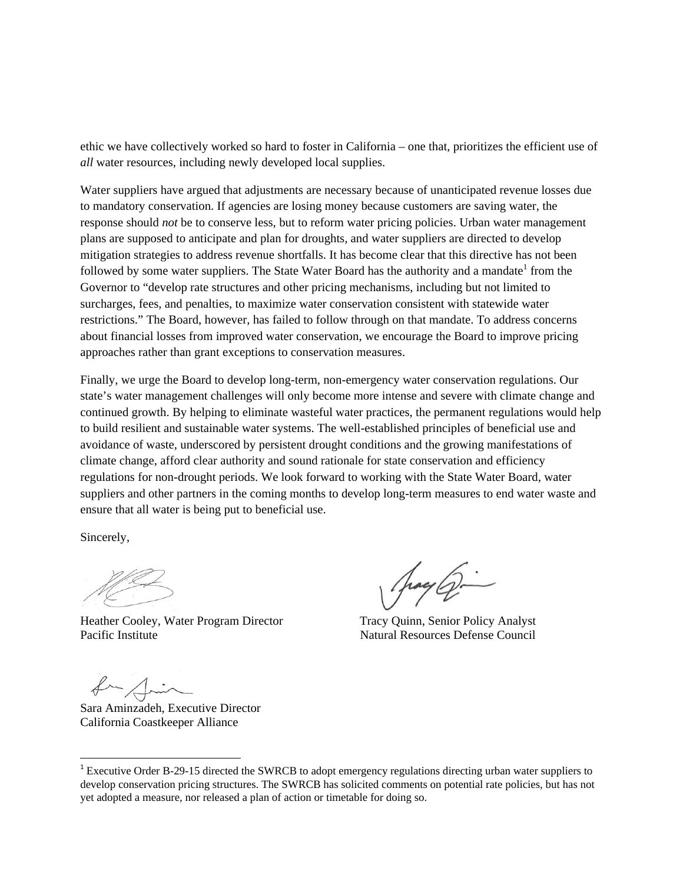ethic we have collectively worked so hard to foster in California – one that, prioritizes the efficient use of *all* water resources, including newly developed local supplies.

Water suppliers have argued that adjustments are necessary because of unanticipated revenue losses due to mandatory conservation. If agencies are losing money because customers are saving water, the response should *not* be to conserve less, but to reform water pricing policies. Urban water management plans are supposed to anticipate and plan for droughts, and water suppliers are directed to develop mitigation strategies to address revenue shortfalls. It has become clear that this directive has not been followed by some water suppliers. The State Water Board has the authority and a mandate[1] from the Governor to "develop rate structures and other pricing mechanisms, including but not limited to surcharges, fees, and penalties, to maximize water conservation consistent with statewide water restrictions." The Board, however, has failed to follow through on that mandate. To address concerns about financial losses from improved water conservation, we encourage the Board to improve pricing approaches rather than grant exceptions to conservation measures.

Finally, we urge the Board to develop long-term, non-emergency water conservation regulations. Our state's water management challenges will only become more intense and severe with climate change and continued growth. By helping to eliminate wasteful water practices, the permanent regulations would help to build resilient and sustainable water systems. The well-established principles of beneficial use and avoidance of waste, underscored by persistent drought conditions and the growing manifestations of climate change, afford clear authority and sound rationale for state conservation and efficiency regulations for non-drought periods. We look forward to working with the State Water Board, water suppliers and other partners in the coming months to develop long-term measures to end water waste and ensure that all water is being put to beneficial use.

Sincerely,

Heather Cooley, Water Program Director
Pacific Institute

Tracy Quinn, Senior Policy Analyst
Natural Resources Defense Council

Sara Aminzadeh, Executive Director
California Coastkeeper Alliance

---

[1] Executive Order B-29-15 directed the SWRCB to adopt emergency regulations directing urban water suppliers to develop conservation pricing structures. The SWRCB has solicited comments on potential rate policies, but has not yet adopted a measure, nor released a plan of action or timetable for doing so.